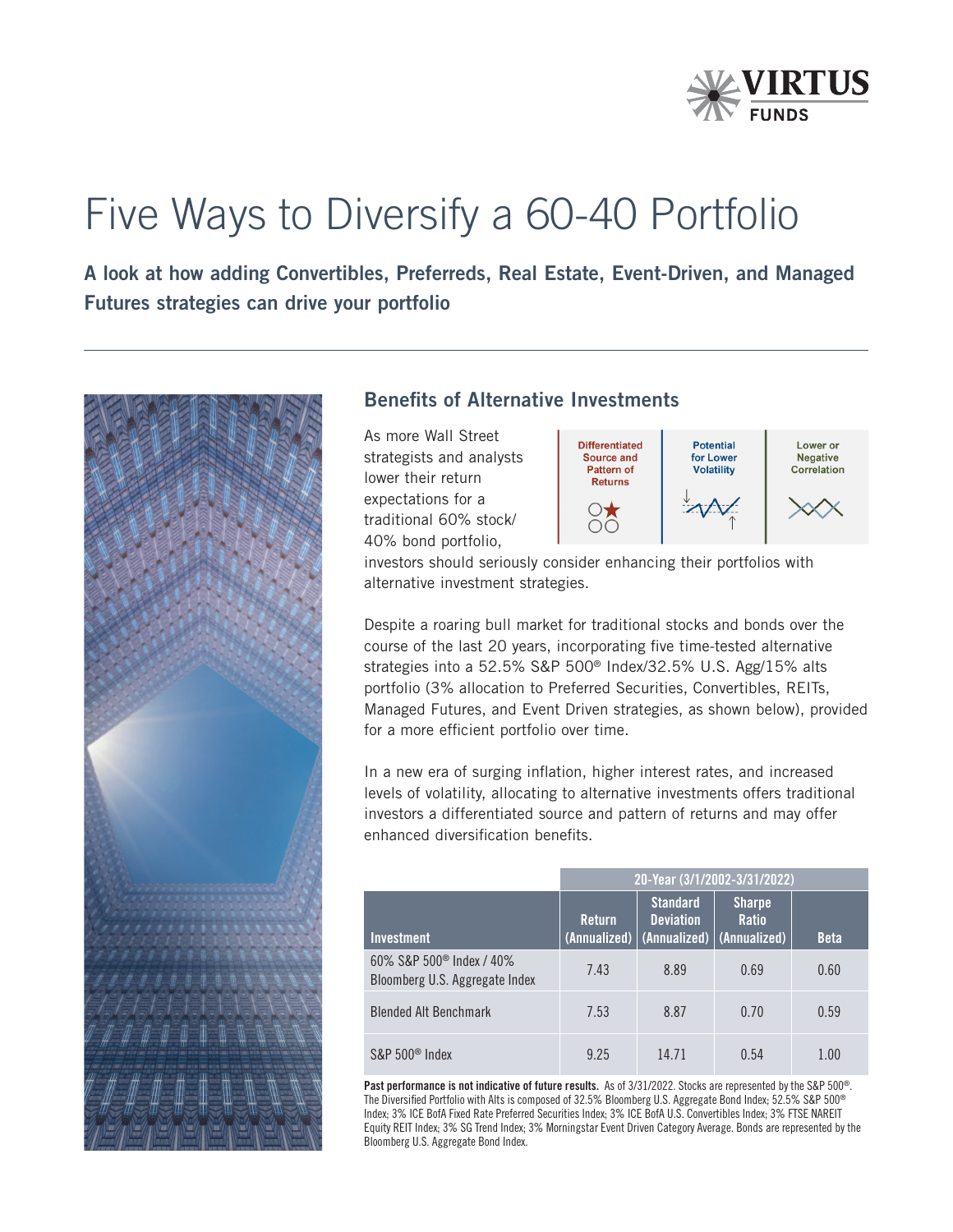VIRTUS FUNDS

# Five Ways to Diversify a 60-40 Portfolio

**A look at how adding Convertibles, Preferreds, Real Estate, Event-Driven, and Managed Futures strategies can drive your portfolio**

## Benefits of Alternative Investments

| Differentiated Source and Pattern of Returns | Potential for Lower Volatility | Lower or Negative Correlation |
|---|---|---|

As more Wall Street strategists and analysts lower their return expectations for a traditional 60% stock/40% bond portfolio, investors should seriously consider enhancing their portfolios with alternative investment strategies.

Despite a roaring bull market for traditional stocks and bonds over the course of the last 20 years, incorporating five time-tested alternative strategies into a 52.5% S&P 500® Index/32.5% U.S. Agg/15% alts portfolio (3% allocation to Preferred Securities, Convertibles, REITs, Managed Futures, and Event Driven strategies, as shown below), provided for a more efficient portfolio over time.

In a new era of surging inflation, higher interest rates, and increased levels of volatility, allocating to alternative investments offers traditional investors a differentiated source and pattern of returns and may offer enhanced diversification benefits.

| | 20-Year (3/1/2002-3/31/2022) | | | |
|---|---|---|---|---|
| Investment | Return (Annualized) | Standard Deviation (Annualized) | Sharpe Ratio (Annualized) | Beta |
| 60% S&P 500® Index / 40% Bloomberg U.S. Aggregate Index | 7.43 | 8.89 | 0.69 | 0.60 |
| Blended Alt Benchmark | 7.53 | 8.87 | 0.70 | 0.59 |
| S&P 500® Index | 9.25 | 14.71 | 0.54 | 1.00 |

**Past performance is not indicative of future results.** As of 3/31/2022. Stocks are represented by the S&P 500®. The Diversified Portfolio with Alts is composed of 32.5% Bloomberg U.S. Aggregate Bond Index; 52.5% S&P 500® Index; 3% ICE BofA Fixed Rate Preferred Securities Index; 3% ICE BofA U.S. Convertibles Index; 3% FTSE NAREIT Equity REIT Index; 3% SG Trend Index; 3% Morningstar Event Driven Category Average. Bonds are represented by the Bloomberg U.S. Aggregate Bond Index.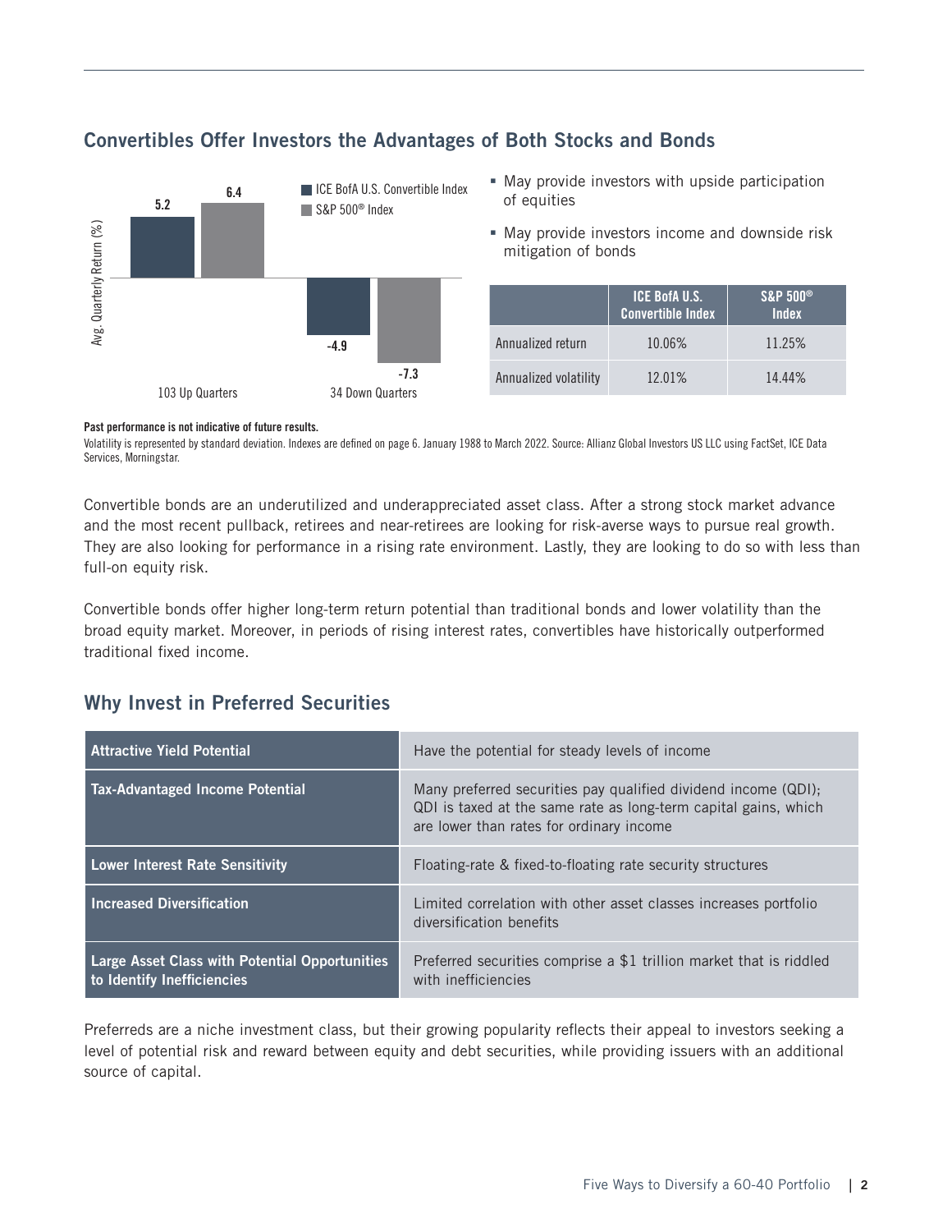## Convertibles Offer Investors the Advantages of Both Stocks and Bonds

| Avg. Quarterly Return (%) | ICE BofA U.S. Convertible Index | S&P 500® Index |
|---|---|---|
| 103 Up Quarters | 5.2 | 6.4 |
| 34 Down Quarters | -4.9 | -7.3 |

- May provide investors with upside participation of equities
- May provide investors income and downside risk mitigation of bonds

| | ICE BofA U.S. Convertible Index | S&P 500® Index |
|---|---|---|
| Annualized return | 10.06% | 11.25% |
| Annualized volatility | 12.01% | 14.44% |

**Past performance is not indicative of future results.**

Volatility is represented by standard deviation. Indexes are defined on page 6. January 1988 to March 2022. Source: Allianz Global Investors US LLC using FactSet, ICE Data Services, Morningstar.

Convertible bonds are an underutilized and underappreciated asset class. After a strong stock market advance and the most recent pullback, retirees and near-retirees are looking for risk-averse ways to pursue real growth. They are also looking for performance in a rising rate environment. Lastly, they are looking to do so with less than full-on equity risk.

Convertible bonds offer higher long-term return potential than traditional bonds and lower volatility than the broad equity market. Moreover, in periods of rising interest rates, convertibles have historically outperformed traditional fixed income.

## Why Invest in Preferred Securities

| | |
|---|---|
| **Attractive Yield Potential** | Have the potential for steady levels of income |
| **Tax-Advantaged Income Potential** | Many preferred securities pay qualified dividend income (QDI); QDI is taxed at the same rate as long-term capital gains, which are lower than rates for ordinary income |
| **Lower Interest Rate Sensitivity** | Floating-rate & fixed-to-floating rate security structures |
| **Increased Diversification** | Limited correlation with other asset classes increases portfolio diversification benefits |
| **Large Asset Class with Potential Opportunities to Identify Inefficiencies** | Preferred securities comprise a $1 trillion market that is riddled with inefficiencies |

Preferreds are a niche investment class, but their growing popularity reflects their appeal to investors seeking a level of potential risk and reward between equity and debt securities, while providing issuers with an additional source of capital.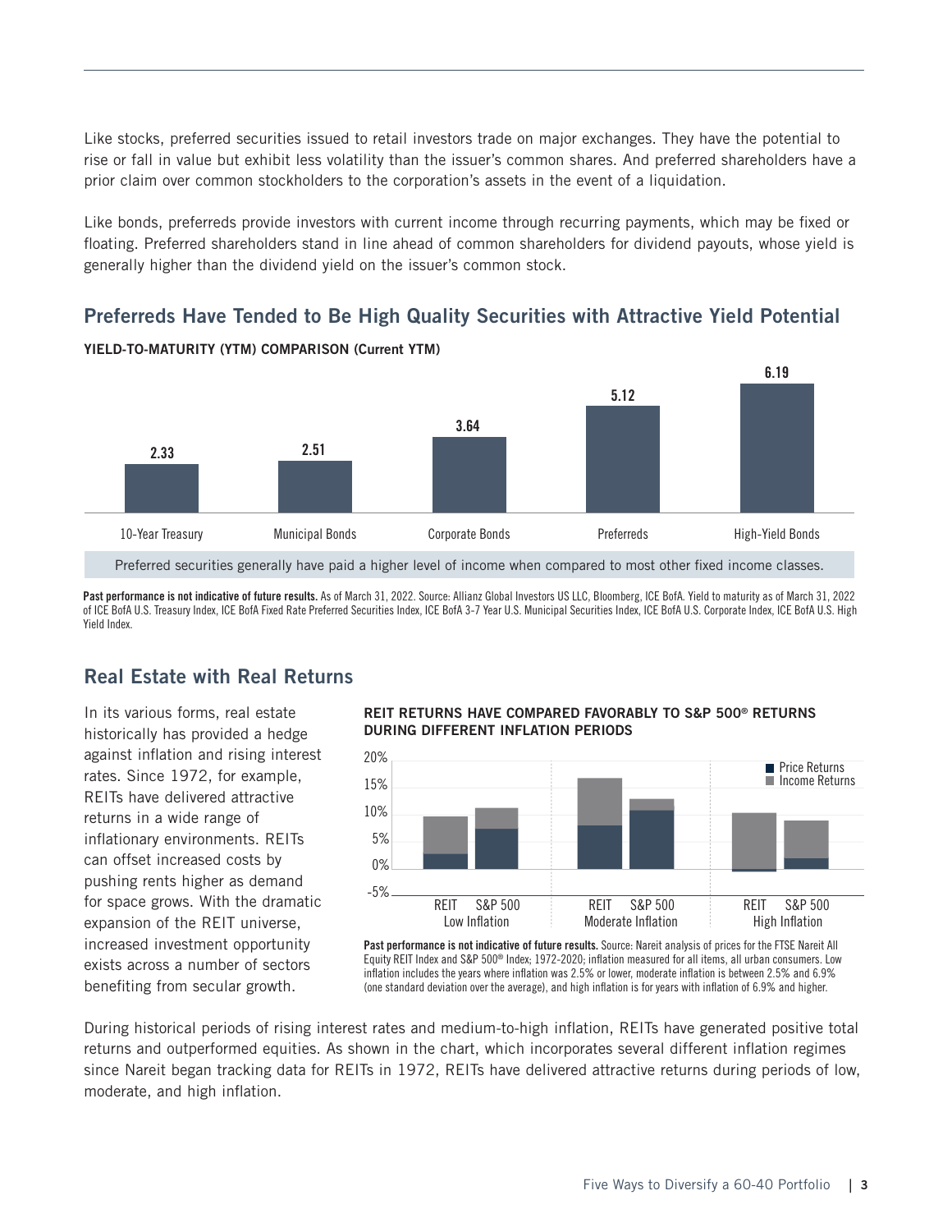Like stocks, preferred securities issued to retail investors trade on major exchanges. They have the potential to rise or fall in value but exhibit less volatility than the issuer's common shares. And preferred shareholders have a prior claim over common stockholders to the corporation's assets in the event of a liquidation.

Like bonds, preferreds provide investors with current income through recurring payments, which may be fixed or floating. Preferred shareholders stand in line ahead of common shareholders for dividend payouts, whose yield is generally higher than the dividend yield on the issuer's common stock.

## Preferreds Have Tended to Be High Quality Securities with Attractive Yield Potential

**YIELD-TO-MATURITY (YTM) COMPARISON (Current YTM)**

| 10-Year Treasury | Municipal Bonds | Corporate Bonds | Preferreds | High-Yield Bonds |
|---|---|---|---|---|
| 2.33 | 2.51 | 3.64 | 5.12 | 6.19 |

Preferred securities generally have paid a higher level of income when compared to most other fixed income classes.

**Past performance is not indicative of future results.** As of March 31, 2022. Source: Allianz Global Investors US LLC, Bloomberg, ICE BofA. Yield to maturity as of March 31, 2022 of ICE BofA U.S. Treasury Index, ICE BofA Fixed Rate Preferred Securities Index, ICE BofA 3-7 Year U.S. Municipal Securities Index, ICE BofA U.S. Corporate Index, ICE BofA U.S. High Yield Index.

## Real Estate with Real Returns

In its various forms, real estate historically has provided a hedge against inflation and rising interest rates. Since 1972, for example, REITs have delivered attractive returns in a wide range of inflationary environments. REITs can offset increased costs by pushing rents higher as demand for space grows. With the dramatic expansion of the REIT universe, increased investment opportunity exists across a number of sectors benefiting from secular growth.

**REIT RETURNS HAVE COMPARED FAVORABLY TO S&P 500® RETURNS DURING DIFFERENT INFLATION PERIODS**

Legend: Price Returns; Income Returns

Categories: Low Inflation (REIT, S&P 500); Moderate Inflation (REIT, S&P 500); High Inflation (REIT, S&P 500)

**Past performance is not indicative of future results.** Source: Nareit analysis of prices for the FTSE Nareit All Equity REIT Index and S&P 500® Index; 1972-2020; inflation measured for all items, all urban consumers. Low inflation includes the years where inflation was 2.5% or lower, moderate inflation is between 2.5% and 6.9% (one standard deviation over the average), and high inflation is for years with inflation of 6.9% and higher.

During historical periods of rising interest rates and medium-to-high inflation, REITs have generated positive total returns and outperformed equities. As shown in the chart, which incorporates several different inflation regimes since Nareit began tracking data for REITs in 1972, REITs have delivered attractive returns during periods of low, moderate, and high inflation.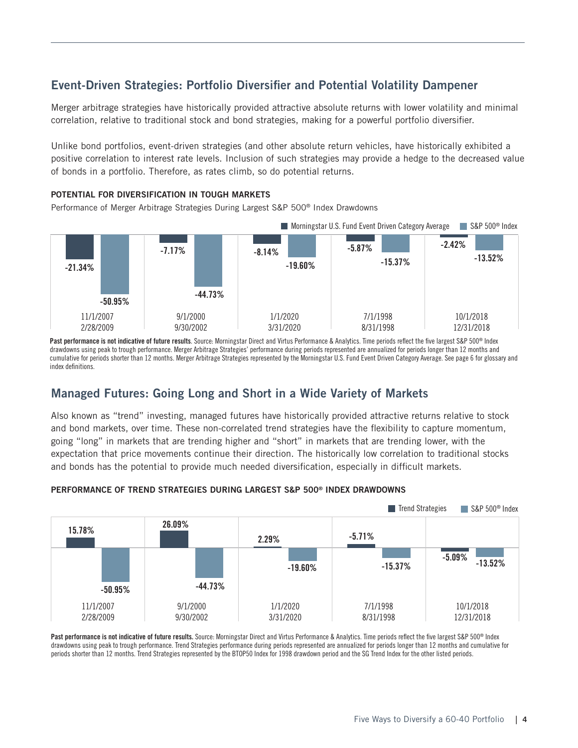## Event-Driven Strategies: Portfolio Diversifier and Potential Volatility Dampener

Merger arbitrage strategies have historically provided attractive absolute returns with lower volatility and minimal correlation, relative to traditional stock and bond strategies, making for a powerful portfolio diversifier.

Unlike bond portfolios, event-driven strategies (and other absolute return vehicles, have historically exhibited a positive correlation to interest rate levels. Inclusion of such strategies may provide a hedge to the decreased value of bonds in a portfolio. Therefore, as rates climb, so do potential returns.

**POTENTIAL FOR DIVERSIFICATION IN TOUGH MARKETS**

Performance of Merger Arbitrage Strategies During Largest S&P 500® Index Drawdowns

| Period | Morningstar U.S. Fund Event Driven Category Average | S&P 500® Index |
|---|---|---|
| 11/1/2007 – 2/28/2009 | -21.34% | -50.95% |
| 9/1/2000 – 9/30/2002 | -7.17% | -44.73% |
| 1/1/2020 – 3/31/2020 | -8.14% | -19.60% |
| 7/1/1998 – 8/31/1998 | -5.87% | -15.37% |
| 10/1/2018 – 12/31/2018 | -2.42% | -13.52% |

**Past performance is not indicative of future results**. Source: Morningstar Direct and Virtus Performance & Analytics. Time periods reflect the five largest S&P 500® Index drawdowns using peak to trough performance. Merger Arbitrage Strategies' performance during periods represented are annualized for periods longer than 12 months and cumulative for periods shorter than 12 months. Merger Arbitrage Strategies represented by the Morningstar U.S. Fund Event Driven Category Average. See page 6 for glossary and index definitions.

## Managed Futures: Going Long and Short in a Wide Variety of Markets

Also known as "trend" investing, managed futures have historically provided attractive returns relative to stock and bond markets, over time. These non-correlated trend strategies have the flexibility to capture momentum, going "long" in markets that are trending higher and "short" in markets that are trending lower, with the expectation that price movements continue their direction. The historically low correlation to traditional stocks and bonds has the potential to provide much needed diversification, especially in difficult markets.

**PERFORMANCE OF TREND STRATEGIES DURING LARGEST S&P 500® INDEX DRAWDOWNS**

| Period | Trend Strategies | S&P 500® Index |
|---|---|---|
| 11/1/2007 – 2/28/2009 | 15.78% | -50.95% |
| 9/1/2000 – 9/30/2002 | 26.09% | -44.73% |
| 1/1/2020 – 3/31/2020 | 2.29% | -19.60% |
| 7/1/1998 – 8/31/1998 | -5.71% | -15.37% |
| 10/1/2018 – 12/31/2018 | -5.09% | -13.52% |

**Past performance is not indicative of future results.** Source: Morningstar Direct and Virtus Performance & Analytics. Time periods reflect the five largest S&P 500® Index drawdowns using peak to trough performance. Trend Strategies performance during periods represented are annualized for periods longer than 12 months and cumulative for periods shorter than 12 months. Trend Strategies represented by the BTOP50 Index for 1998 drawdown period and the SG Trend Index for the other listed periods.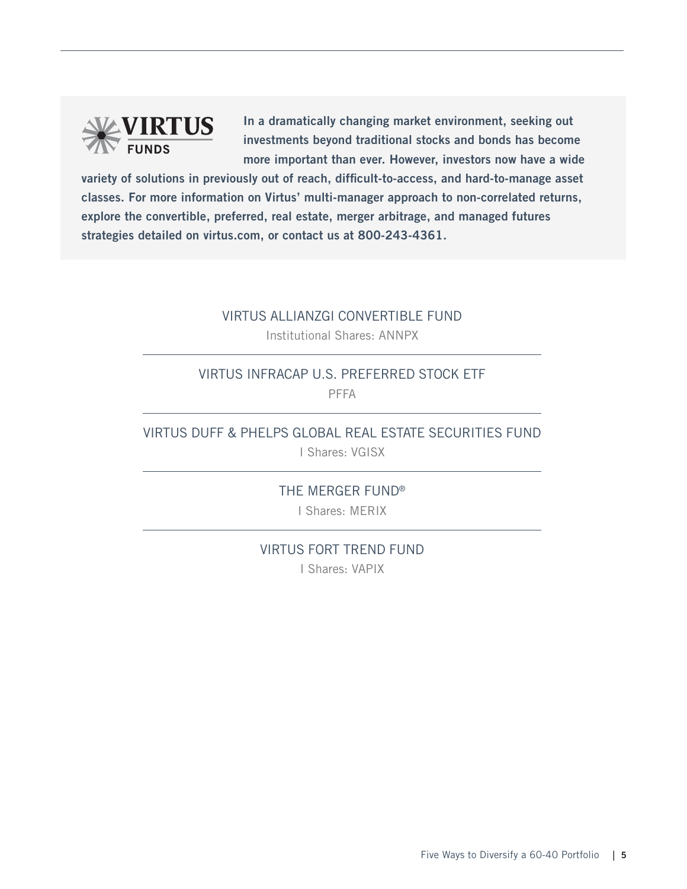VIRTUS FUNDS

**In a dramatically changing market environment, seeking out investments beyond traditional stocks and bonds has become more important than ever. However, investors now have a wide variety of solutions in previously out of reach, difficult-to-access, and hard-to-manage asset classes. For more information on Virtus' multi-manager approach to non-correlated returns, explore the convertible, preferred, real estate, merger arbitrage, and managed futures strategies detailed on virtus.com, or contact us at 800-243-4361.**

VIRTUS ALLIANZGI CONVERTIBLE FUND
Institutional Shares: ANNPX

---

VIRTUS INFRACAP U.S. PREFERRED STOCK ETF
PFFA

---

VIRTUS DUFF & PHELPS GLOBAL REAL ESTATE SECURITIES FUND
I Shares: VGISX

---

THE MERGER FUND®
I Shares: MERIX

---

VIRTUS FORT TREND FUND
I Shares: VAPIX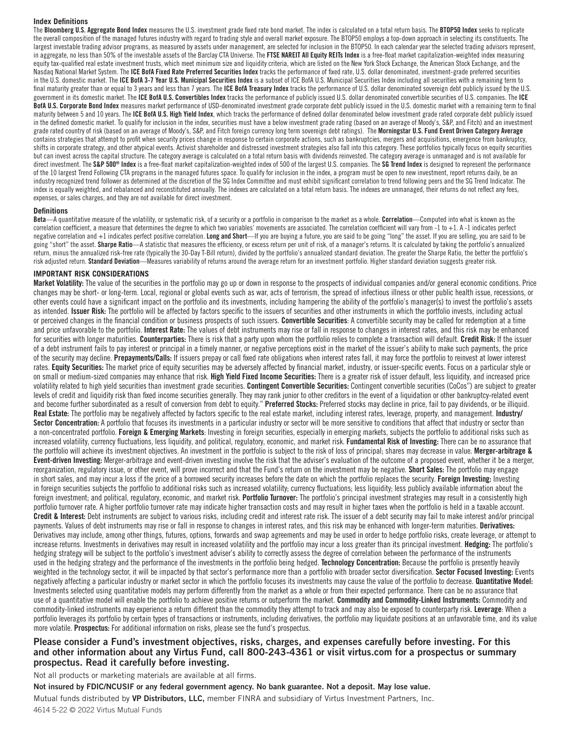## Index Definitions

The **Bloomberg U.S. Aggregate Bond Index** measures the U.S. investment grade fixed rate bond market. The index is calculated on a total return basis. The **BTOP50 Index** seeks to replicate the overall composition of the managed futures industry with regard to trading style and overall market exposure. The BTOP50 employs a top-down approach in selecting its constituents. The largest investable trading advisor programs, as measured by assets under management, are selected for inclusion in the BTOP50. In each calendar year the selected trading advisors represent, in aggregate, no less than 50% of the investable assets of the Barclay CTA Universe. The **FTSE NAREIT All Equity REITs Index** is a free-float market capitalization-weighted index measuring equity tax-qualified real estate investment trusts, which meet minimum size and liquidity criteria, which are listed on the New York Stock Exchange, the American Stock Exchange, and the Nasdaq National Market System. The **ICE BofA Fixed Rate Preferred Securities Index** tracks the performance of fixed rate, U.S. dollar denominated, investment-grade preferred securities in the U.S. domestic market. The **ICE BofA 3-7 Year U.S. Municipal Securities Index** is a subset of ICE BofA U.S. Municipal Securities Index including all securities with a remaining term to final maturity greater than or equal to 3 years and less than 7 years. The **ICE BofA Treasury Index** tracks the performance of U.S. dollar denominated sovereign debt publicly issued by the U.S. government in its domestic market. The **ICE BofA U.S. Convertibles Index** tracks the performance of publicly issued U.S. dollar denominated convertible securities of U.S. companies. The **ICE BofA U.S. Corporate Bond Index** measures market performance of USD-denominated investment grade corporate debt publicly issued in the U.S. domestic market with a remaining term to final maturity between 5 and 10 years. The **ICE BofA U.S. High Yield Index**, which tracks the performance of defined dollar denominated below investment grade rated corporate debt publicly issued in the defined domestic market. To qualify for inclusion in the index, securities must have a below investment grade rating (based on an average of Moody's, S&P, and Fitch) and an investment grade rated country of risk (based on an average of Moody's, S&P, and Fitch foreign currency long term sovereign debt ratings). The **Morningstar U.S. Fund Event Driven Category Average** contains strategies that attempt to profit when security prices change in response to certain corporate actions, such as bankruptcies, mergers and acquisitions, emergence from bankruptcy, shifts in corporate strategy, and other atypical events. Activist shareholder and distressed investment strategies also fall into this category. These portfolios typically focus on equity securities but can invest across the capital structure. The category average is calculated on a total return basis with dividends reinvested. The category average is unmanaged and is not available for direct investment. The **S&P 500® Index** is a free-float market capitalization-weighted index of 500 of the largest U.S. companies. The **SG Trend Index** is designed to represent the performance of the 10 largest Trend Following CTA programs in the managed futures space. To qualify for inclusion in the index, a program must be open to new investment, report returns daily, be an industry recognized trend follower as determined at the discretion of the SG Index Committee and must exhibit significant correlation to trend following peers and the SG Trend Indicator. The index is equally weighted, and rebalanced and reconstituted annually. The indexes are calculated on a total return basis. The indexes are unmanaged, their returns do not reflect any fees, expenses, or sales charges, and they are not available for direct investment.

## Definitions

**Beta**—A quantitative measure of the volatility, or systematic risk, of a security or a portfolio in comparison to the market as a whole. **Correlation**—Computed into what is known as the correlation coefficient, a measure that determines the degree to which two variables' movements are associated. The correlation coefficient will vary from -1 to +1. A -1 indicates perfect negative correlation and +1 indicates perfect positive correlation. **Long and Short**—If you are buying a future, you are said to be going "long" the asset. If you are selling, you are said to be going "short" the asset. **Sharpe Ratio**—A statistic that measures the efficiency, or excess return per unit of risk, of a manager's returns. It is calculated by taking the portfolio's annualized return, minus the annualized risk-free rate (typically the 30-Day T-Bill return), divided by the portfolio's annualized standard deviation. The greater the Sharpe Ratio, the better the portfolio's risk adjusted return. **Standard Deviation**—Measures variability of returns around the average return for an investment portfolio. Higher standard deviation suggests greater risk.

## IMPORTANT RISK CONSIDERATIONS

**Market Volatility:** The value of the securities in the portfolio may go up or down in response to the prospects of individual companies and/or general economic conditions. Price changes may be short- or long-term. Local, regional or global events such as war, acts of terrorism, the spread of infectious illness or other public health issue, recessions, or other events could have a significant impact on the portfolio and its investments, including hampering the ability of the portfolio's manager(s) to invest the portfolio's assets as intended. **Issuer Risk:** The portfolio will be affected by factors specific to the issuers of securities and other instruments in which the portfolio invests, including actual or perceived changes in the financial condition or business prospects of such issuers. **Convertible Securities**: A convertible security may be called for redemption at a time and price unfavorable to the portfolio. **Interest Rate:** The values of debt instruments may rise or fall in response to changes in interest rates, and this risk may be enhanced for securities with longer maturities. **Counterparties:** There is risk that a party upon whom the portfolio relies to complete a transaction will default. **Credit Risk:** If the issuer of a debt instrument fails to pay interest or principal in a timely manner, or negative perceptions exist in the market of the issuer's ability to make such payments, the price of the security may decline. **Prepayments/Calls:** If issuers prepay or call fixed rate obligations when interest rates fall, it may force the portfolio to reinvest at lower interest rates. **Equity Securities:** The market price of equity securities may be adversely affected by financial market, industry, or issuer-specific events. Focus on a particular style or on small or medium-sized companies may enhance that risk. **High Yield Fixed Income Securities:** There is a greater risk of issuer default, less liquidity, and increased price volatility related to high yield securities than investment grade securities. **Contingent Convertible Securities:** Contingent convertible securities (CoCos") are subject to greater levels of credit and liquidity risk than fixed income securities generally. They may rank junior to other creditors in the event of a liquidation or other bankruptcy-related event and become further subordinated as a result of conversion from debt to equity." **Preferred Stocks:** Preferred stocks may decline in price, fail to pay dividends, or be illiquid. **Real Estate:** The portfolio may be negatively affected by factors specific to the real estate market, including interest rates, leverage, property, and management. **Industry/Sector Concentration:** A portfolio that focuses its investments in a particular industry or sector will be more sensitive to conditions that affect that industry or sector than a non-concentrated portfolio. **Foreign & Emerging Markets**: Investing in foreign securities, especially in emerging markets, subjects the portfolio to additional risks such as increased volatility, currency fluctuations, less liquidity, and political, regulatory, economic, and market risk. **Fundamental Risk of Investing:** There can be no assurance that the portfolio will achieve its investment objectives. An investment in the portfolio is subject to the risk of loss of principal; shares may decrease in value. **Merger-arbitrage & Event-driven Investing:** Merger-arbitrage and event-driven investing involve the risk that the adviser's evaluation of the outcome of a proposed event, whether it be a merger, reorganization, regulatory issue, or other event, will prove incorrect and that the Fund's return on the investment may be negative. **Short Sales:** The portfolio may engage in short sales, and may incur a loss if the price of a borrowed security increases before the date on which the portfolio replaces the security. **Foreign Investing:** Investing in foreign securities subjects the portfolio to additional risks such as increased volatility; currency fluctuations; less liquidity; less publicly available information about the foreign investment; and political, regulatory, economic, and market risk. **Portfolio Turnover:** The portfolio's principal investment strategies may result in a consistently high portfolio turnover rate. A higher portfolio turnover rate may indicate higher transaction costs and may result in higher taxes when the portfolio is held in a taxable account. **Credit & Interest:** Debt instruments are subject to various risks, including credit and interest rate risk. The issuer of a debt security may fail to make interest and/or principal payments. Values of debt instruments may rise or fall in response to changes in interest rates, and this risk may be enhanced with longer-term maturities. **Derivatives:** Derivatives may include, among other things, futures, options, forwards and swap agreements and may be used in order to hedge portfolio risks, create leverage, or attempt to increase returns. Investments in derivatives may result in increased volatility and the portfolio may incur a loss greater than its principal investment. **Hedging:** The portfolio's hedging strategy will be subject to the portfolio's investment adviser's ability to correctly assess the degree of correlation between the performance of the instruments used in the hedging strategy and the performance of the investments in the portfolio being hedged. **Technology Concentration:** Because the portfolio is presently heavily weighted in the technology sector, it will be impacted by that sector's performance more than a portfolio with broader sector diversification. **Sector Focused Investing:** Events negatively affecting a particular industry or market sector in which the portfolio focuses its investments may cause the value of the portfolio to decrease. **Quantitative Model:** Investments selected using quantitative models may perform differently from the market as a whole or from their expected performance. There can be no assurance that use of a quantitative model will enable the portfolio to achieve positive returns or outperform the market. **Commodity and Commodity-Linked Instruments:** Commodity and commodity-linked instruments may experience a return different than the commodity they attempt to track and may also be exposed to counterparty risk. **Leverage**: When a portfolio leverages its portfolio by certain types of transactions or instruments, including derivatives, the portfolio may liquidate positions at an unfavorable time, and its value more volatile. **Prospectus:** For additional information on risks, please see the fund's prospectus.

**Please consider a Fund's investment objectives, risks, charges, and expenses carefully before investing. For this and other information about any Virtus Fund, call 800-243-4361 or visit virtus.com for a prospectus or summary prospectus. Read it carefully before investing.**

Not all products or marketing materials are available at all firms.

**Not insured by FDIC/NCUSIF or any federal government agency. No bank guarantee. Not a deposit. May lose value.**

Mutual funds distributed by **VP Distributors, LLC,** member FINRA and subsidiary of Virtus Investment Partners, Inc.

4614 5-22 © 2022 Virtus Mutual Funds